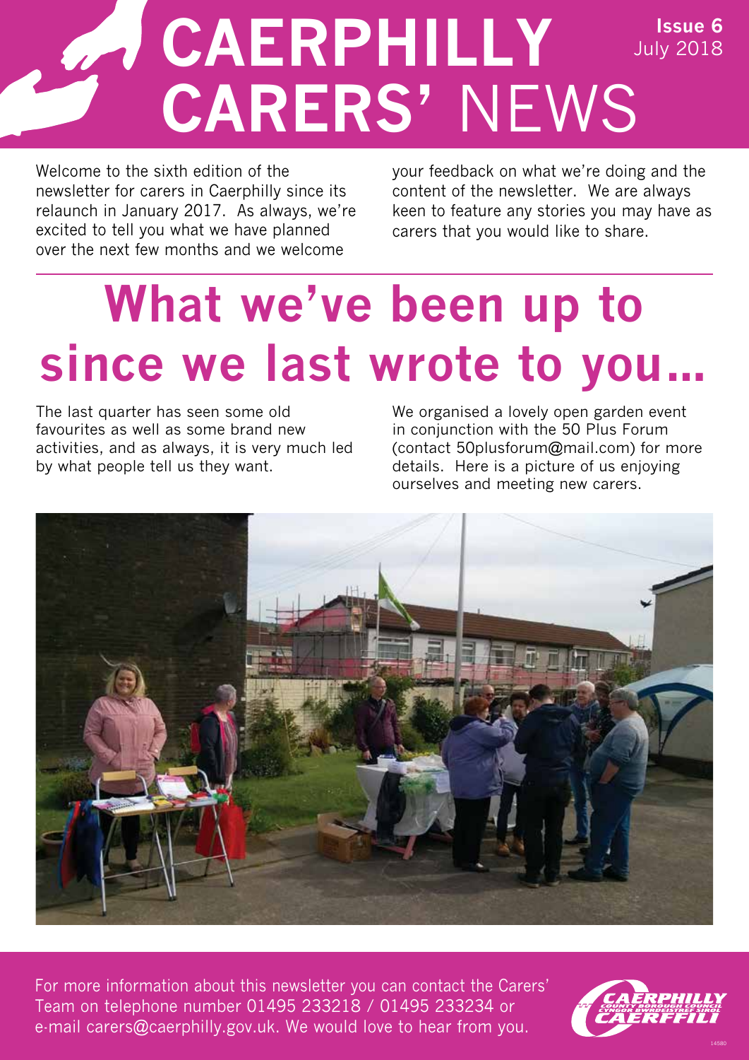# CAERPHILLY CARERS' NEWS

**Issue 6**
July 2018

Welcome to the sixth edition of the newsletter for carers in Caerphilly since its relaunch in January 2017. As always, we're excited to tell you what we have planned over the next few months and we welcome your feedback on what we're doing and the content of the newsletter. We are always keen to feature any stories you may have as carers that you would like to share.

## What we've been up to since we last wrote to you…

The last quarter has seen some old favourites as well as some brand new activities, and as always, it is very much led by what people tell us they want.

We organised a lovely open garden event in conjunction with the 50 Plus Forum (contact 50plusforum@mail.com) for more details. Here is a picture of us enjoying ourselves and meeting new carers.

For more information about this newsletter you can contact the Carers' Team on telephone number 01495 233218 / 01495 233234 or e-mail carers@caerphilly.gov.uk. We would love to hear from you.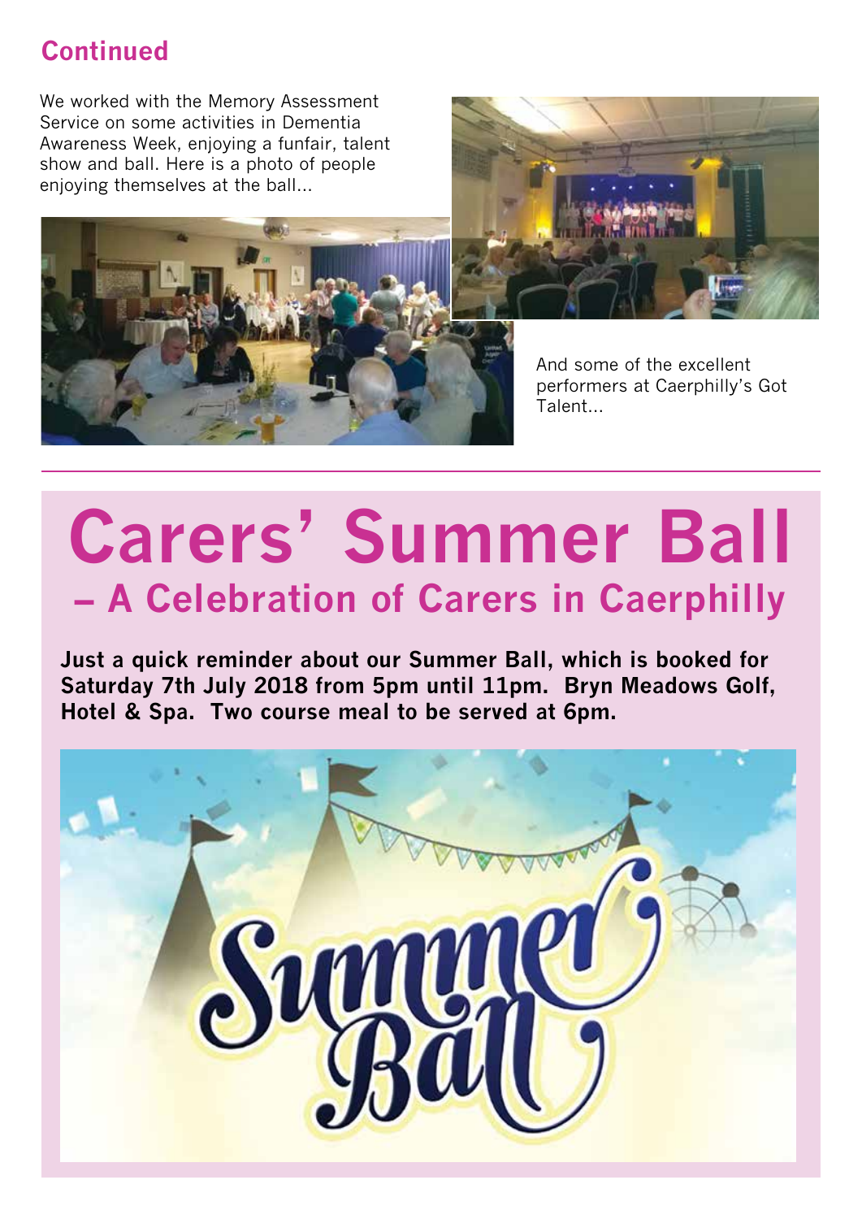## Continued

We worked with the Memory Assessment Service on some activities in Dementia Awareness Week, enjoying a funfair, talent show and ball. Here is a photo of people enjoying themselves at the ball...

And some of the excellent performers at Caerphilly's Got Talent...

# Carers' Summer Ball

## – A Celebration of Carers in Caerphilly

**Just a quick reminder about our Summer Ball, which is booked for Saturday 7th July 2018 from 5pm until 11pm. Bryn Meadows Golf, Hotel & Spa. Two course meal to be served at 6pm.**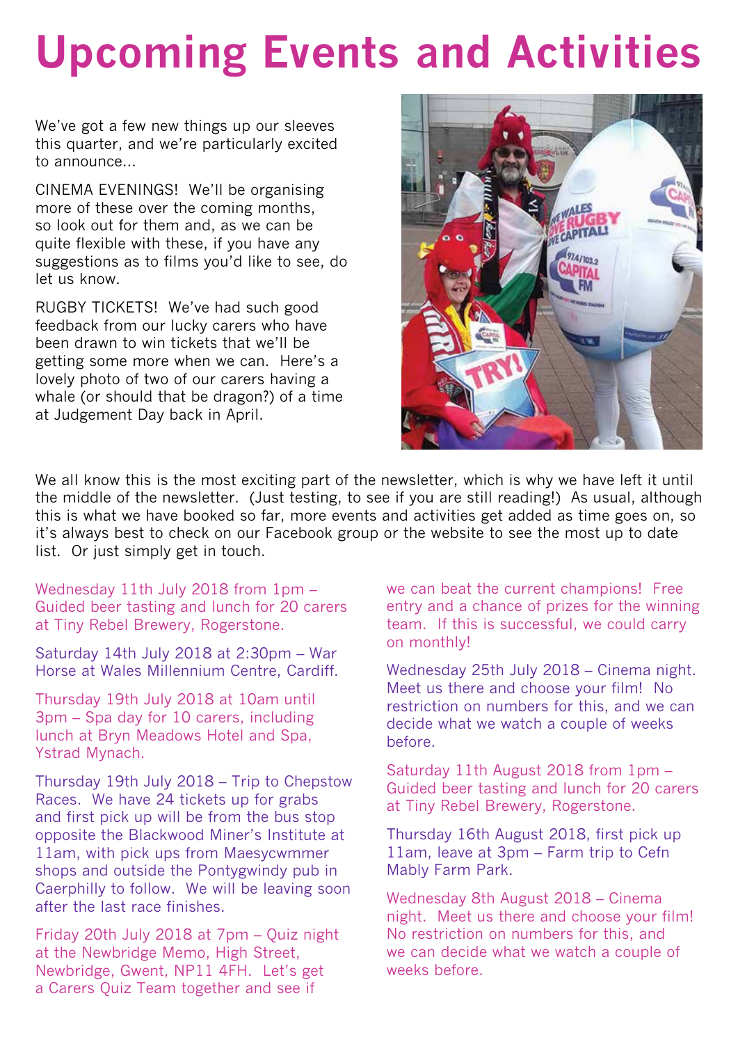# Upcoming Events and Activities

We've got a few new things up our sleeves this quarter, and we're particularly excited to announce...

CINEMA EVENINGS! We'll be organising more of these over the coming months, so look out for them and, as we can be quite flexible with these, if you have any suggestions as to films you'd like to see, do let us know.

RUGBY TICKETS! We've had such good feedback from our lucky carers who have been drawn to win tickets that we'll be getting some more when we can. Here's a lovely photo of two of our carers having a whale (or should that be dragon?) of a time at Judgement Day back in April.

We all know this is the most exciting part of the newsletter, which is why we have left it until the middle of the newsletter. (Just testing, to see if you are still reading!) As usual, although this is what we have booked so far, more events and activities get added as time goes on, so it's always best to check on our Facebook group or the website to see the most up to date list. Or just simply get in touch.

Wednesday 11th July 2018 from 1pm – Guided beer tasting and lunch for 20 carers at Tiny Rebel Brewery, Rogerstone.

Saturday 14th July 2018 at 2:30pm – War Horse at Wales Millennium Centre, Cardiff.

Thursday 19th July 2018 at 10am until 3pm – Spa day for 10 carers, including lunch at Bryn Meadows Hotel and Spa, Ystrad Mynach.

Thursday 19th July 2018 – Trip to Chepstow Races. We have 24 tickets up for grabs and first pick up will be from the bus stop opposite the Blackwood Miner's Institute at 11am, with pick ups from Maesycwmmer shops and outside the Pontygwindy pub in Caerphilly to follow. We will be leaving soon after the last race finishes.

Friday 20th July 2018 at 7pm – Quiz night at the Newbridge Memo, High Street, Newbridge, Gwent, NP11 4FH. Let's get a Carers Quiz Team together and see if we can beat the current champions! Free entry and a chance of prizes for the winning team. If this is successful, we could carry on monthly!

Wednesday 25th July 2018 – Cinema night. Meet us there and choose your film! No restriction on numbers for this, and we can decide what we watch a couple of weeks before.

Saturday 11th August 2018 from 1pm – Guided beer tasting and lunch for 20 carers at Tiny Rebel Brewery, Rogerstone.

Thursday 16th August 2018, first pick up 11am, leave at 3pm – Farm trip to Cefn Mably Farm Park.

Wednesday 8th August 2018 – Cinema night. Meet us there and choose your film! No restriction on numbers for this, and we can decide what we watch a couple of weeks before.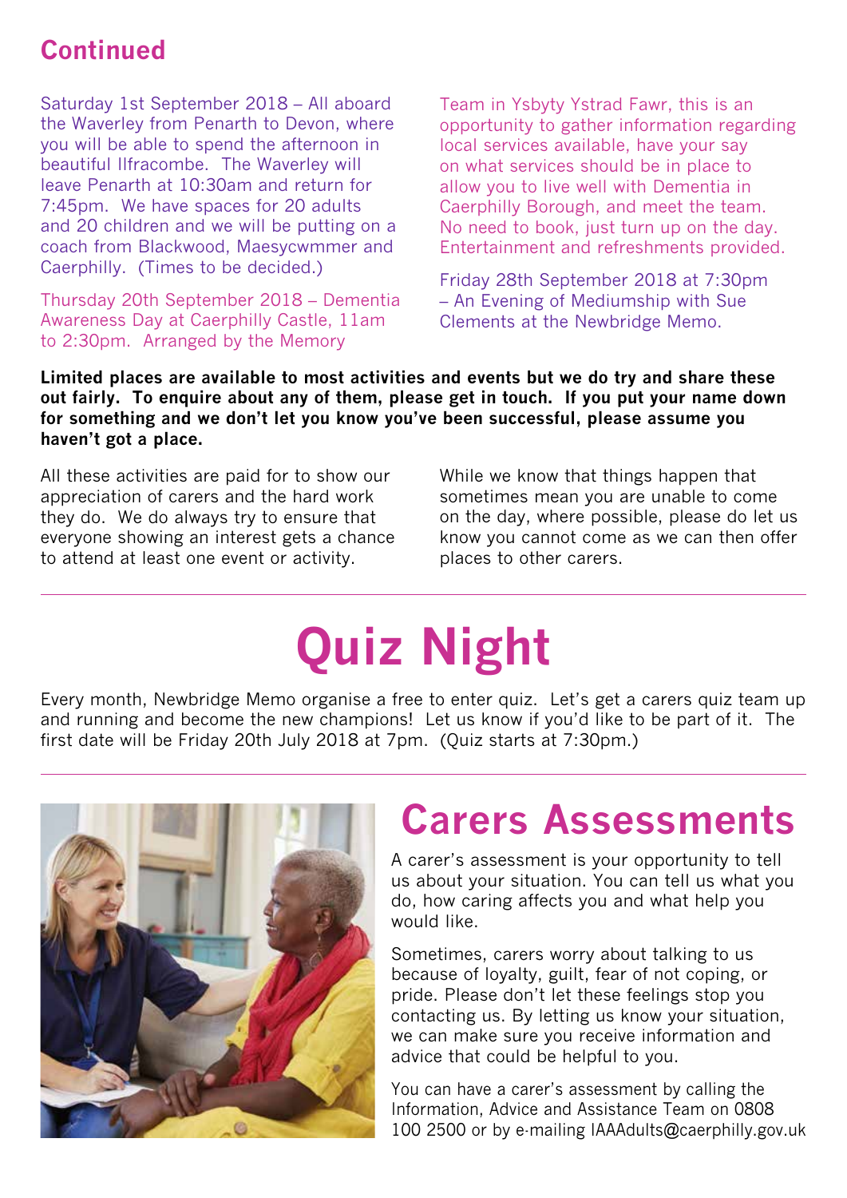## Continued

Saturday 1st September 2018 – All aboard the Waverley from Penarth to Devon, where you will be able to spend the afternoon in beautiful Ilfracombe. The Waverley will leave Penarth at 10:30am and return for 7:45pm. We have spaces for 20 adults and 20 children and we will be putting on a coach from Blackwood, Maesycwmmer and Caerphilly. (Times to be decided.)

Thursday 20th September 2018 – Dementia Awareness Day at Caerphilly Castle, 11am to 2:30pm. Arranged by the Memory Team in Ysbyty Ystrad Fawr, this is an opportunity to gather information regarding local services available, have your say on what services should be in place to allow you to live well with Dementia in Caerphilly Borough, and meet the team. No need to book, just turn up on the day. Entertainment and refreshments provided.

Friday 28th September 2018 at 7:30pm – An Evening of Mediumship with Sue Clements at the Newbridge Memo.

**Limited places are available to most activities and events but we do try and share these out fairly. To enquire about any of them, please get in touch. If you put your name down for something and we don't let you know you've been successful, please assume you haven't got a place.**

All these activities are paid for to show our appreciation of carers and the hard work they do. We do always try to ensure that everyone showing an interest gets a chance to attend at least one event or activity.

While we know that things happen that sometimes mean you are unable to come on the day, where possible, please do let us know you cannot come as we can then offer places to other carers.

# Quiz Night

Every month, Newbridge Memo organise a free to enter quiz. Let's get a carers quiz team up and running and become the new champions! Let us know if you'd like to be part of it. The first date will be Friday 20th July 2018 at 7pm. (Quiz starts at 7:30pm.)

# Carers Assessments

A carer's assessment is your opportunity to tell us about your situation. You can tell us what you do, how caring affects you and what help you would like.

Sometimes, carers worry about talking to us because of loyalty, guilt, fear of not coping, or pride. Please don't let these feelings stop you contacting us. By letting us know your situation, we can make sure you receive information and advice that could be helpful to you.

You can have a carer's assessment by calling the Information, Advice and Assistance Team on 0808 100 2500 or by e-mailing IAAAdults@caerphilly.gov.uk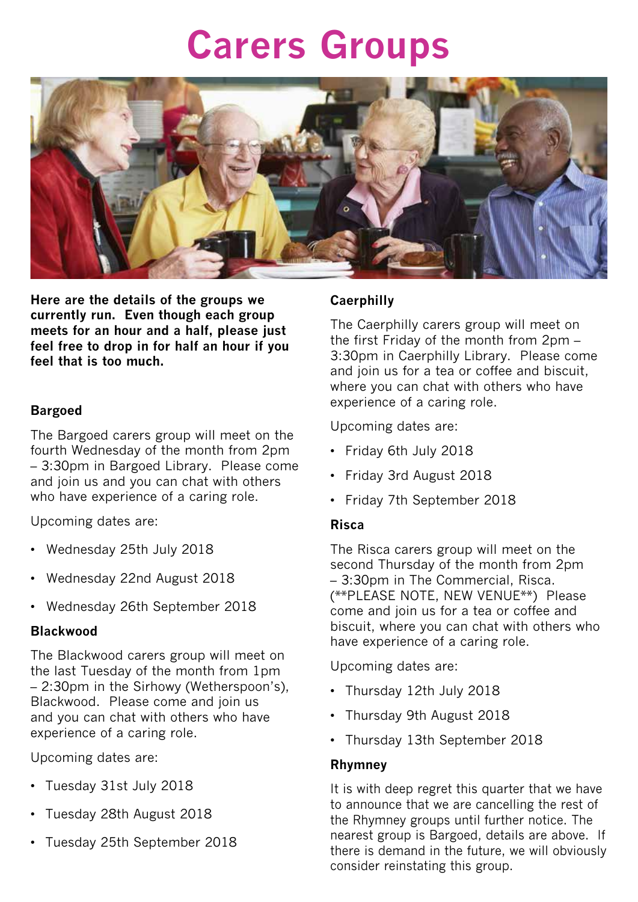# Carers Groups

**Here are the details of the groups we currently run. Even though each group meets for an hour and a half, please just feel free to drop in for half an hour if you feel that is too much.**

### Bargoed

The Bargoed carers group will meet on the fourth Wednesday of the month from 2pm – 3:30pm in Bargoed Library. Please come and join us and you can chat with others who have experience of a caring role.

Upcoming dates are:

- Wednesday 25th July 2018
- Wednesday 22nd August 2018
- Wednesday 26th September 2018

### Blackwood

The Blackwood carers group will meet on the last Tuesday of the month from 1pm – 2:30pm in the Sirhowy (Wetherspoon's), Blackwood. Please come and join us and you can chat with others who have experience of a caring role.

Upcoming dates are:

- Tuesday 31st July 2018
- Tuesday 28th August 2018
- Tuesday 25th September 2018

### Caerphilly

The Caerphilly carers group will meet on the first Friday of the month from 2pm – 3:30pm in Caerphilly Library. Please come and join us for a tea or coffee and biscuit, where you can chat with others who have experience of a caring role.

Upcoming dates are:

- Friday 6th July 2018
- Friday 3rd August 2018
- Friday 7th September 2018

### Risca

The Risca carers group will meet on the second Thursday of the month from 2pm – 3:30pm in The Commercial, Risca. (**PLEASE NOTE, NEW VENUE**) Please come and join us for a tea or coffee and biscuit, where you can chat with others who have experience of a caring role.

Upcoming dates are:

- Thursday 12th July 2018
- Thursday 9th August 2018
- Thursday 13th September 2018

### Rhymney

It is with deep regret this quarter that we have to announce that we are cancelling the rest of the Rhymney groups until further notice. The nearest group is Bargoed, details are above. If there is demand in the future, we will obviously consider reinstating this group.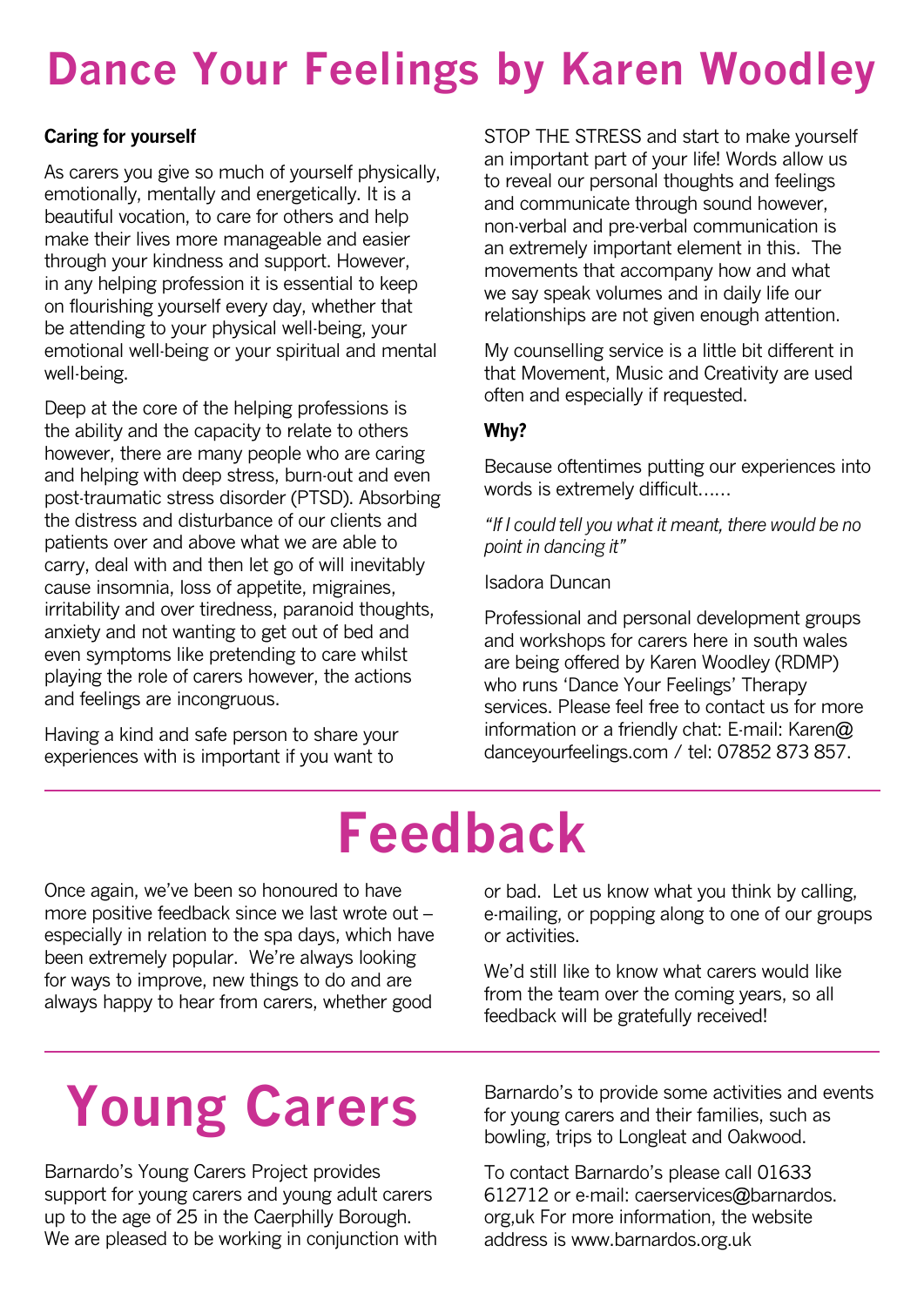# Dance Your Feelings by Karen Woodley

**Caring for yourself**

As carers you give so much of yourself physically, emotionally, mentally and energetically. It is a beautiful vocation, to care for others and help make their lives more manageable and easier through your kindness and support. However, in any helping profession it is essential to keep on flourishing yourself every day, whether that be attending to your physical well-being, your emotional well-being or your spiritual and mental well-being.

Deep at the core of the helping professions is the ability and the capacity to relate to others however, there are many people who are caring and helping with deep stress, burn-out and even post-traumatic stress disorder (PTSD). Absorbing the distress and disturbance of our clients and patients over and above what we are able to carry, deal with and then let go of will inevitably cause insomnia, loss of appetite, migraines, irritability and over tiredness, paranoid thoughts, anxiety and not wanting to get out of bed and even symptoms like pretending to care whilst playing the role of carers however, the actions and feelings are incongruous.

Having a kind and safe person to share your experiences with is important if you want to STOP THE STRESS and start to make yourself an important part of your life! Words allow us to reveal our personal thoughts and feelings and communicate through sound however, non-verbal and pre-verbal communication is an extremely important element in this. The movements that accompany how and what we say speak volumes and in daily life our relationships are not given enough attention.

My counselling service is a little bit different in that Movement, Music and Creativity are used often and especially if requested.

**Why?**

Because oftentimes putting our experiences into words is extremely difficult......

*"If I could tell you what it meant, there would be no point in dancing it"*

Isadora Duncan

Professional and personal development groups and workshops for carers here in south wales are being offered by Karen Woodley (RDMP) who runs 'Dance Your Feelings' Therapy services. Please feel free to contact us for more information or a friendly chat: E-mail: Karen@danceyourfeelings.com / tel: 07852 873 857.

# Feedback

Once again, we've been so honoured to have more positive feedback since we last wrote out – especially in relation to the spa days, which have been extremely popular. We're always looking for ways to improve, new things to do and are always happy to hear from carers, whether good or bad. Let us know what you think by calling, e-mailing, or popping along to one of our groups or activities.

We'd still like to know what carers would like from the team over the coming years, so all feedback will be gratefully received!

# Young Carers

Barnardo's Young Carers Project provides support for young carers and young adult carers up to the age of 25 in the Caerphilly Borough. We are pleased to be working in conjunction with Barnardo's to provide some activities and events for young carers and their families, such as bowling, trips to Longleat and Oakwood.

To contact Barnardo's please call 01633 612712 or e-mail: caerservices@barnardos.org,uk For more information, the website address is www.barnardos.org.uk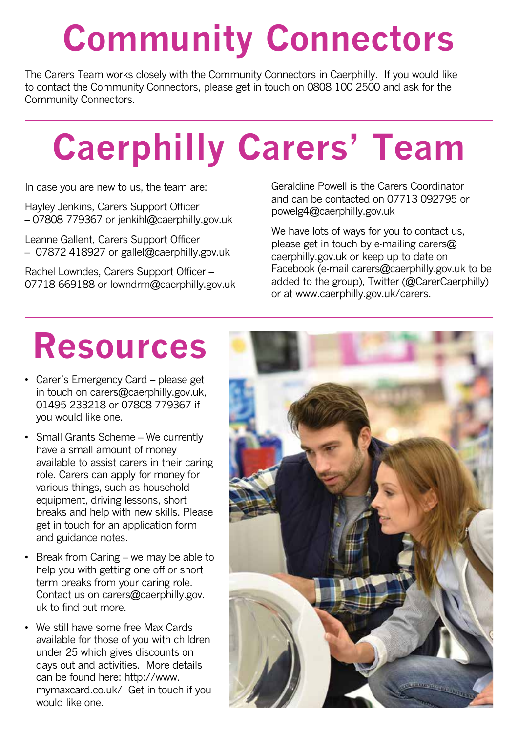# Community Connectors

The Carers Team works closely with the Community Connectors in Caerphilly. If you would like to contact the Community Connectors, please get in touch on 0808 100 2500 and ask for the Community Connectors.

# Caerphilly Carers' Team

In case you are new to us, the team are:

Hayley Jenkins, Carers Support Officer – 07808 779367 or jenkihl@caerphilly.gov.uk

Leanne Gallent, Carers Support Officer – 07872 418927 or gallel@caerphilly.gov.uk

Rachel Lowndes, Carers Support Officer – 07718 669188 or lowndrm@caerphilly.gov.uk

Geraldine Powell is the Carers Coordinator and can be contacted on 07713 092795 or powelg4@caerphilly.gov.uk

We have lots of ways for you to contact us, please get in touch by e-mailing carers@caerphilly.gov.uk or keep up to date on Facebook (e-mail carers@caerphilly.gov.uk to be added to the group), Twitter (@CarerCaerphilly) or at www.caerphilly.gov.uk/carers.

# Resources

- Carer's Emergency Card – please get in touch on carers@caerphilly.gov.uk, 01495 233218 or 07808 779367 if you would like one.
- Small Grants Scheme – We currently have a small amount of money available to assist carers in their caring role. Carers can apply for money for various things, such as household equipment, driving lessons, short breaks and help with new skills. Please get in touch for an application form and guidance notes.
- Break from Caring – we may be able to help you with getting one off or short term breaks from your caring role. Contact us on carers@caerphilly.gov.uk to find out more.
- We still have some free Max Cards available for those of you with children under 25 which gives discounts on days out and activities. More details can be found here: http://www.mymaxcard.co.uk/ Get in touch if you would like one.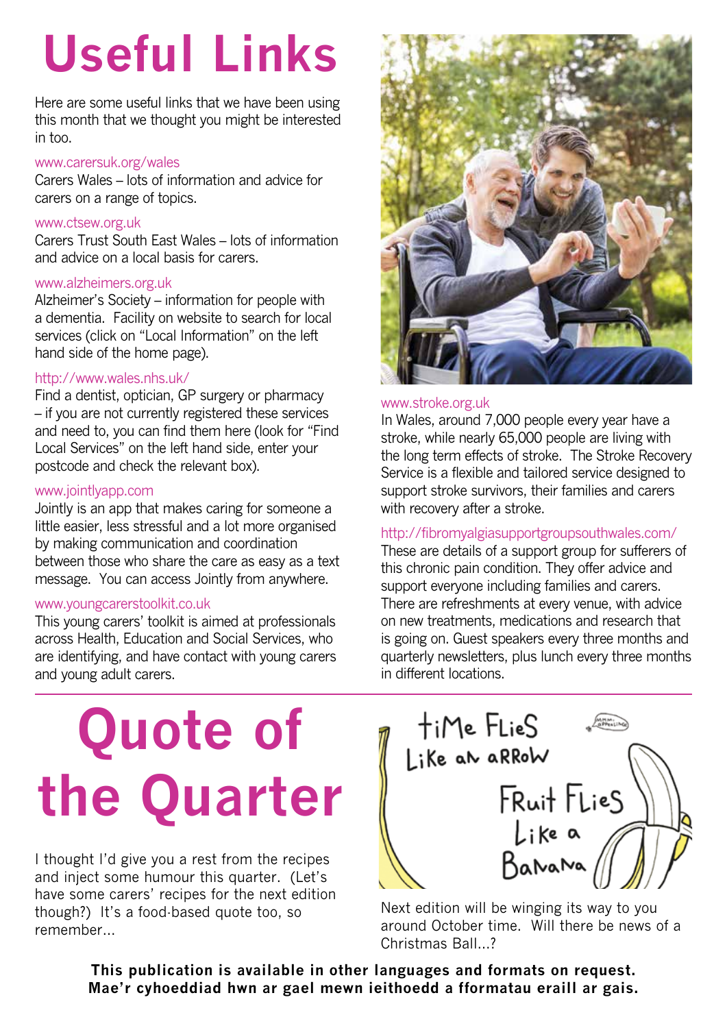# Useful Links

Here are some useful links that we have been using this month that we thought you might be interested in too.

www.carersuk.org/wales
Carers Wales – lots of information and advice for carers on a range of topics.

www.ctsew.org.uk
Carers Trust South East Wales – lots of information and advice on a local basis for carers.

www.alzheimers.org.uk
Alzheimer's Society – information for people with a dementia. Facility on website to search for local services (click on "Local Information" on the left hand side of the home page).

http://www.wales.nhs.uk/
Find a dentist, optician, GP surgery or pharmacy – if you are not currently registered these services and need to, you can find them here (look for "Find Local Services" on the left hand side, enter your postcode and check the relevant box).

www.jointlyapp.com
Jointly is an app that makes caring for someone a little easier, less stressful and a lot more organised by making communication and coordination between those who share the care as easy as a text message. You can access Jointly from anywhere.

www.youngcarerstoolkit.co.uk
This young carers' toolkit is aimed at professionals across Health, Education and Social Services, who are identifying, and have contact with young carers and young adult carers.

www.stroke.org.uk
In Wales, around 7,000 people every year have a stroke, while nearly 65,000 people are living with the long term effects of stroke. The Stroke Recovery Service is a flexible and tailored service designed to support stroke survivors, their families and carers with recovery after a stroke.

http://fibromyalgiasupportgroupsouthwales.com/
These are details of a support group for sufferers of this chronic pain condition. They offer advice and support everyone including families and carers. There are refreshments at every venue, with advice on new treatments, medications and research that is going on. Guest speakers every three months and quarterly newsletters, plus lunch every three months in different locations.

# Quote of the Quarter

I thought I'd give you a rest from the recipes and inject some humour this quarter. (Let's have some carers' recipes for the next edition though?) It's a food-based quote too, so remember...

Time flies like an arrow
Fruit flies like a banana

Next edition will be winging its way to you around October time. Will there be news of a Christmas Ball...?

**This publication is available in other languages and formats on request.**
**Mae'r cyhoeddiad hwn ar gael mewn ieithoedd a fformatau eraill ar gais.**